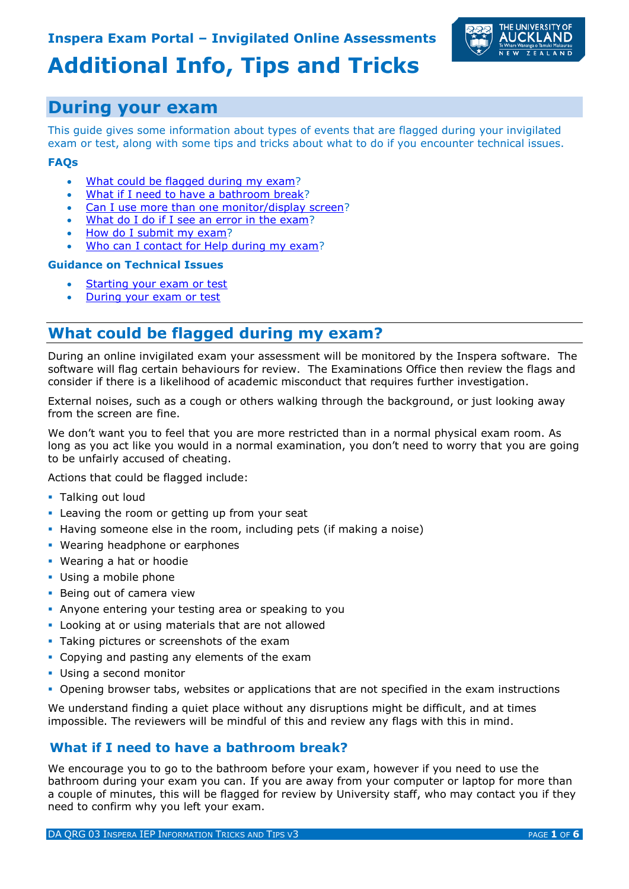Inspera Exam Portal – Invigilated Online Assessments

# Additional Info, Tips and Tricks

## During your exam

This guide gives some information about types of events that are flagged during your invigilated exam or test, along with some tips and tricks about what to do if you encounter technical issues.

**FAQs**

- What could be flagged during my exam?
- What if I need to have a bathroom break?
- Can I use more than one monitor/display screen?
- What do I do if I see an error in the exam?
- How do I submit my exam?
- Who can I contact for Help during my exam?

**Guidance on Technical Issues**

- Starting your exam or test
- During your exam or test

## What could be flagged during my exam?

During an online invigilated exam your assessment will be monitored by the Inspera software. The software will flag certain behaviours for review. The Examinations Office then review the flags and consider if there is a likelihood of academic misconduct that requires further investigation.

External noises, such as a cough or others walking through the background, or just looking away from the screen are fine.

We don't want you to feel that you are more restricted than in a normal physical exam room. As long as you act like you would in a normal examination, you don't need to worry that you are going to be unfairly accused of cheating.

Actions that could be flagged include:

- Talking out loud
- Leaving the room or getting up from your seat
- Having someone else in the room, including pets (if making a noise)
- Wearing headphone or earphones
- Wearing a hat or hoodie
- Using a mobile phone
- Being out of camera view
- Anyone entering your testing area or speaking to you
- Looking at or using materials that are not allowed
- Taking pictures or screenshots of the exam
- Copying and pasting any elements of the exam
- Using a second monitor
- Opening browser tabs, websites or applications that are not specified in the exam instructions

We understand finding a quiet place without any disruptions might be difficult, and at times impossible. The reviewers will be mindful of this and review any flags with this in mind.

### What if I need to have a bathroom break?

We encourage you to go to the bathroom before your exam, however if you need to use the bathroom during your exam you can. If you are away from your computer or laptop for more than a couple of minutes, this will be flagged for review by University staff, who may contact you if they need to confirm why you left your exam.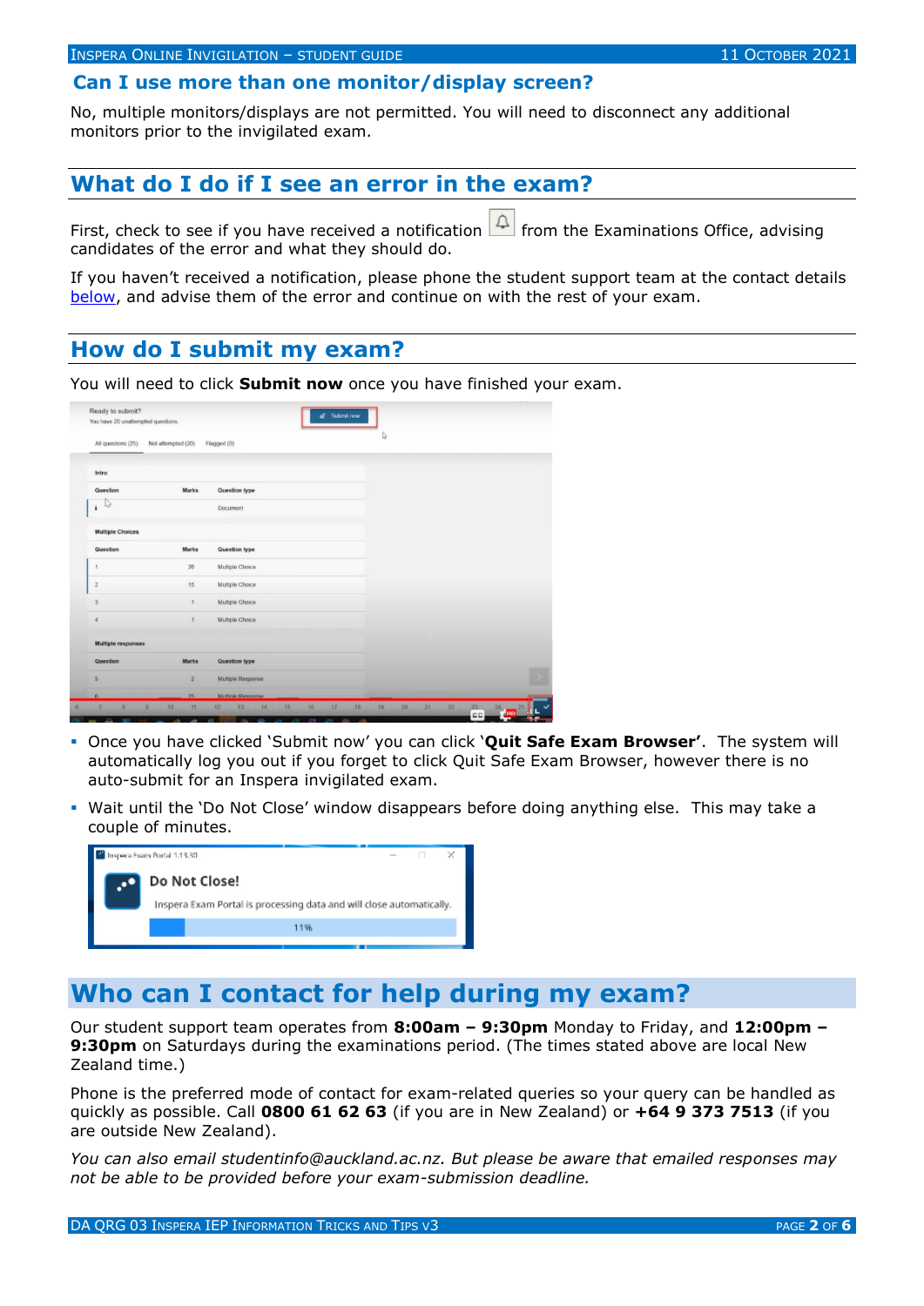## Can I use more than one monitor/display screen?

No, multiple monitors/displays are not permitted. You will need to disconnect any additional monitors prior to the invigilated exam.

## What do I do if I see an error in the exam?

First, check to see if you have received a notification from the Examinations Office, advising candidates of the error and what they should do.

If you haven't received a notification, please phone the student support team at the contact details below, and advise them of the error and continue on with the rest of your exam.

## How do I submit my exam?

You will need to click **Submit now** once you have finished your exam.

- Once you have clicked 'Submit now' you can click '**Quit Safe Exam Browser'**. The system will automatically log you out if you forget to click Quit Safe Exam Browser, however there is no auto-submit for an Inspera invigilated exam.
- Wait until the 'Do Not Close' window disappears before doing anything else. This may take a couple of minutes.

## Who can I contact for help during my exam?

Our student support team operates from **8:00am – 9:30pm** Monday to Friday, and **12:00pm – 9:30pm** on Saturdays during the examinations period. (The times stated above are local New Zealand time.)

Phone is the preferred mode of contact for exam-related queries so your query can be handled as quickly as possible. Call **0800 61 62 63** (if you are in New Zealand) or **+64 9 373 7513** (if you are outside New Zealand).

*You can also email studentinfo@auckland.ac.nz. But please be aware that emailed responses may not be able to be provided before your exam-submission deadline.*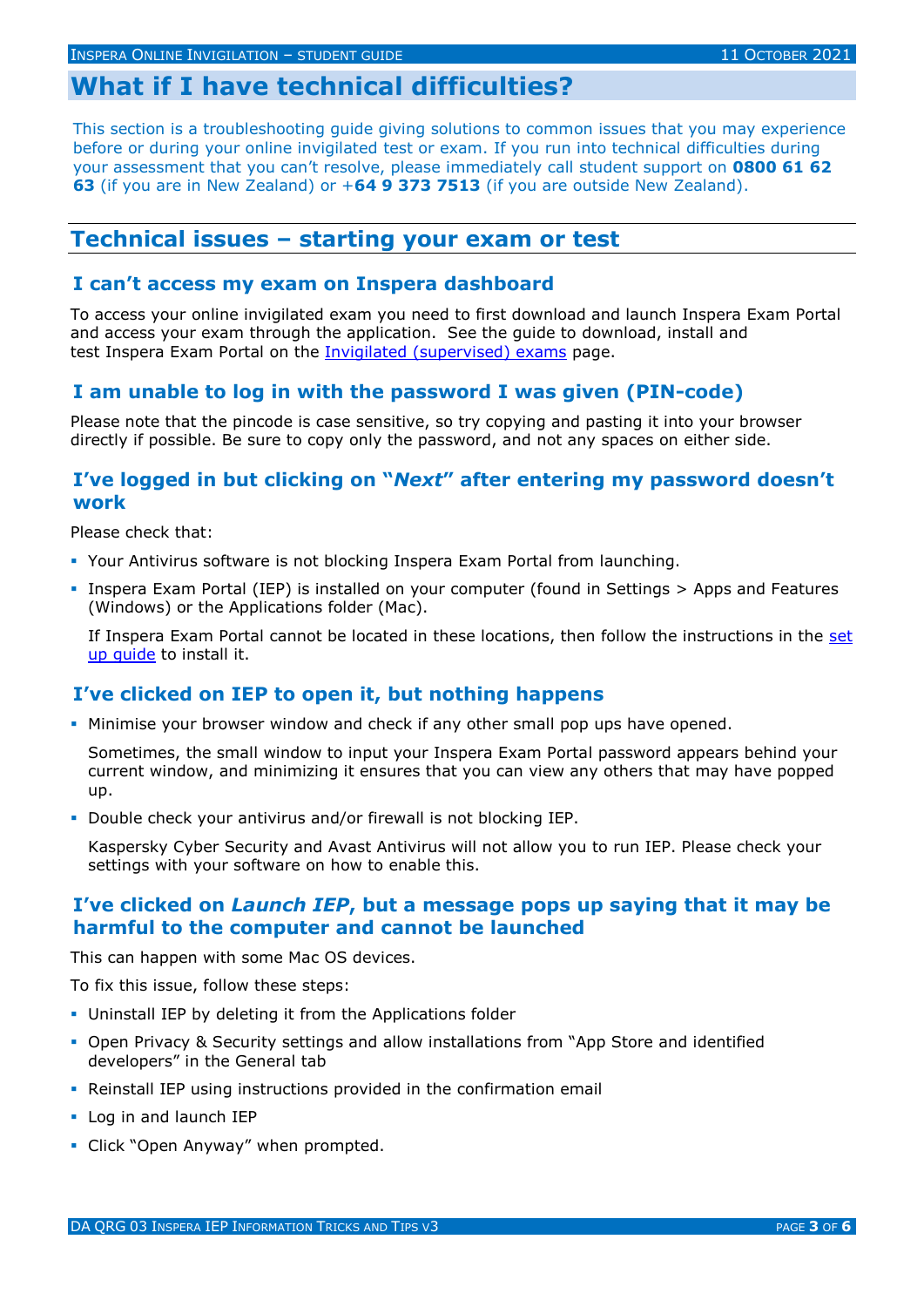# What if I have technical difficulties?

This section is a troubleshooting guide giving solutions to common issues that you may experience before or during your online invigilated test or exam. If you run into technical difficulties during your assessment that you can't resolve, please immediately call student support on **0800 61 62 63** (if you are in New Zealand) or +**64 9 373 7513** (if you are outside New Zealand).

## Technical issues – starting your exam or test

### I can't access my exam on Inspera dashboard

To access your online invigilated exam you need to first download and launch Inspera Exam Portal and access your exam through the application. See the guide to download, install and test Inspera Exam Portal on the Invigilated (supervised) exams page.

### I am unable to log in with the password I was given (PIN-code)

Please note that the pincode is case sensitive, so try copying and pasting it into your browser directly if possible. Be sure to copy only the password, and not any spaces on either side.

### I've logged in but clicking on "*Next*" after entering my password doesn't work

Please check that:

- Your Antivirus software is not blocking Inspera Exam Portal from launching.
- Inspera Exam Portal (IEP) is installed on your computer (found in Settings > Apps and Features (Windows) or the Applications folder (Mac).

  If Inspera Exam Portal cannot be located in these locations, then follow the instructions in the set up guide to install it.

### I've clicked on IEP to open it, but nothing happens

- Minimise your browser window and check if any other small pop ups have opened.

  Sometimes, the small window to input your Inspera Exam Portal password appears behind your current window, and minimizing it ensures that you can view any others that may have popped up.

- Double check your antivirus and/or firewall is not blocking IEP.

  Kaspersky Cyber Security and Avast Antivirus will not allow you to run IEP. Please check your settings with your software on how to enable this.

### I've clicked on *Launch IEP*, but a message pops up saying that it may be harmful to the computer and cannot be launched

This can happen with some Mac OS devices.

To fix this issue, follow these steps:

- Uninstall IEP by deleting it from the Applications folder
- Open Privacy & Security settings and allow installations from "App Store and identified developers" in the General tab
- Reinstall IEP using instructions provided in the confirmation email
- Log in and launch IEP
- Click "Open Anyway" when prompted.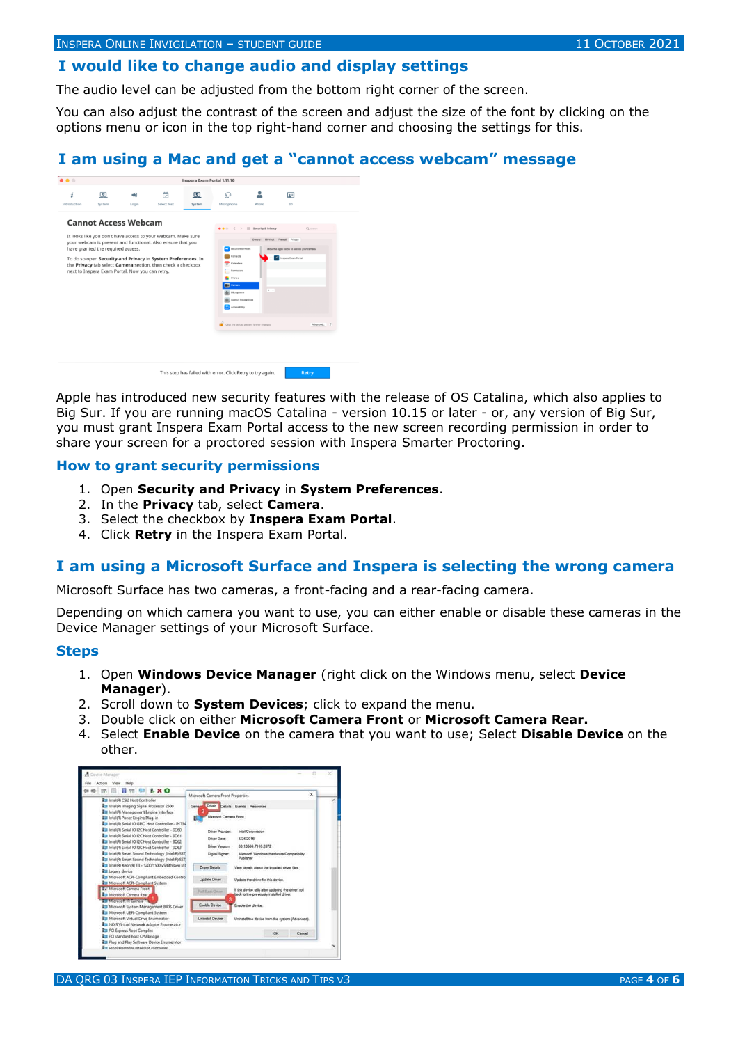## I would like to change audio and display settings

The audio level can be adjusted from the bottom right corner of the screen.

You can also adjust the contrast of the screen and adjust the size of the font by clicking on the options menu or icon in the top right-hand corner and choosing the settings for this.

## I am using a Mac and get a "cannot access webcam" message

Apple has introduced new security features with the release of OS Catalina, which also applies to Big Sur. If you are running macOS Catalina - version 10.15 or later - or, any version of Big Sur, you must grant Inspera Exam Portal access to the new screen recording permission in order to share your screen for a proctored session with Inspera Smarter Proctoring.

### How to grant security permissions

1. Open **Security and Privacy** in **System Preferences**.
2. In the **Privacy** tab, select **Camera**.
3. Select the checkbox by **Inspera Exam Portal**.
4. Click **Retry** in the Inspera Exam Portal.

## I am using a Microsoft Surface and Inspera is selecting the wrong camera

Microsoft Surface has two cameras, a front-facing and a rear-facing camera.

Depending on which camera you want to use, you can either enable or disable these cameras in the Device Manager settings of your Microsoft Surface.

### Steps

1. Open **Windows Device Manager** (right click on the Windows menu, select **Device Manager**).
2. Scroll down to **System Devices**; click to expand the menu.
3. Double click on either **Microsoft Camera Front** or **Microsoft Camera Rear.**
4. Select **Enable Device** on the camera that you want to use; Select **Disable Device** on the other.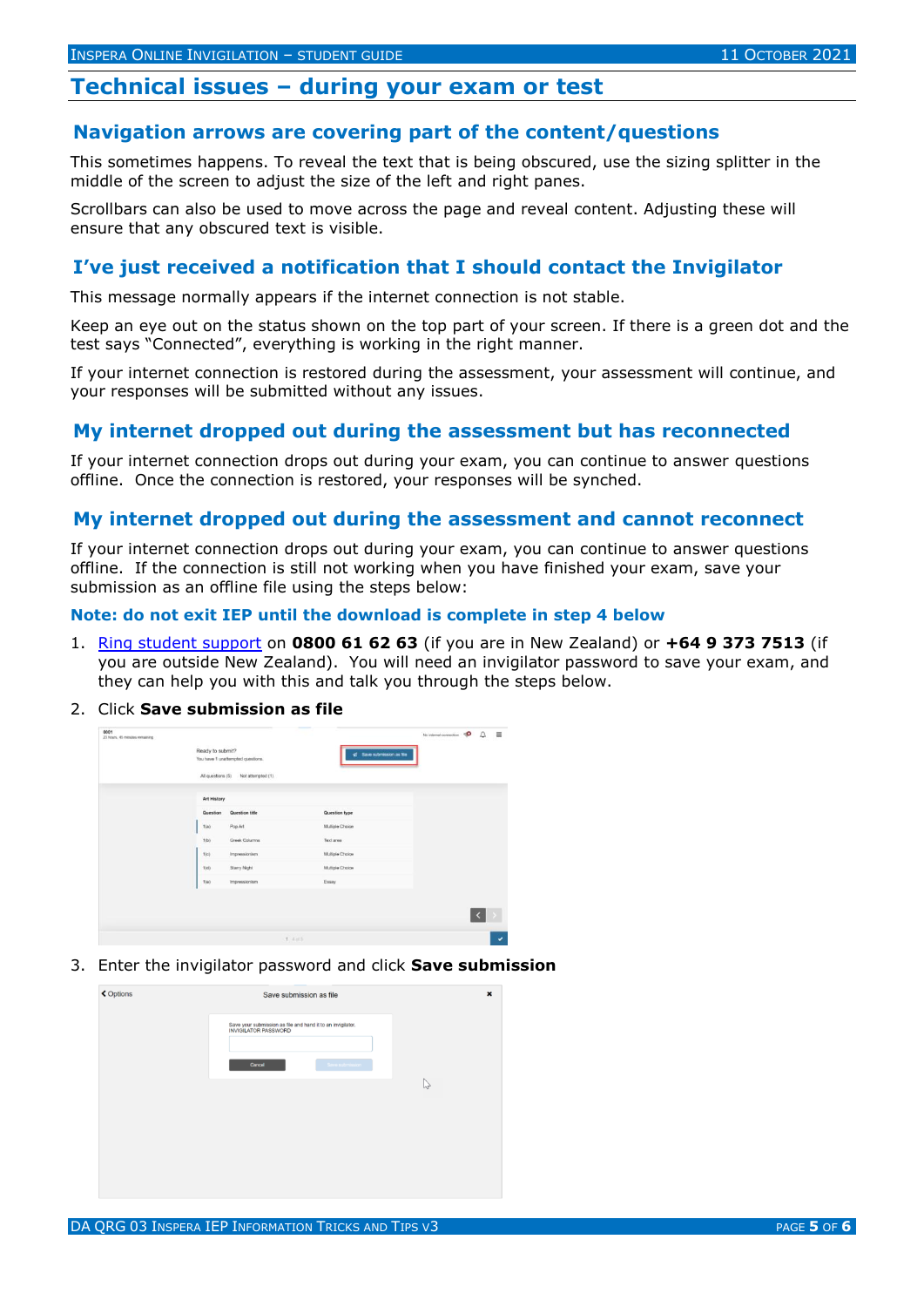# Technical issues – during your exam or test

## Navigation arrows are covering part of the content/questions

This sometimes happens. To reveal the text that is being obscured, use the sizing splitter in the middle of the screen to adjust the size of the left and right panes.

Scrollbars can also be used to move across the page and reveal content. Adjusting these will ensure that any obscured text is visible.

## I've just received a notification that I should contact the Invigilator

This message normally appears if the internet connection is not stable.

Keep an eye out on the status shown on the top part of your screen. If there is a green dot and the test says "Connected", everything is working in the right manner.

If your internet connection is restored during the assessment, your assessment will continue, and your responses will be submitted without any issues.

## My internet dropped out during the assessment but has reconnected

If your internet connection drops out during your exam, you can continue to answer questions offline. Once the connection is restored, your responses will be synched.

## My internet dropped out during the assessment and cannot reconnect

If your internet connection drops out during your exam, you can continue to answer questions offline. If the connection is still not working when you have finished your exam, save your submission as an offline file using the steps below:

**Note: do not exit IEP until the download is complete in step 4 below**

1. Ring student support on **0800 61 62 63** (if you are in New Zealand) or **+64 9 373 7513** (if you are outside New Zealand). You will need an invigilator password to save your exam, and they can help you with this and talk you through the steps below.
2. Click **Save submission as file**
3. Enter the invigilator password and click **Save submission**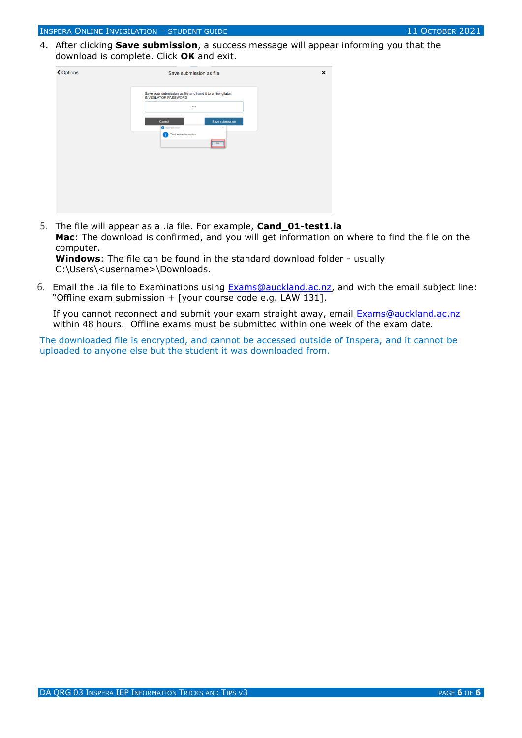4. After clicking **Save submission**, a success message will appear informing you that the download is complete. Click **OK** and exit.

5. The file will appear as a .ia file. For example, **Cand_01-test1.ia**
   **Mac**: The download is confirmed, and you will get information on where to find the file on the computer.
   **Windows**: The file can be found in the standard download folder - usually C:\Users\<username>\Downloads.

6. Email the .ia file to Examinations using Exams@auckland.ac.nz, and with the email subject line: "Offline exam submission + [your course code e.g. LAW 131].

   If you cannot reconnect and submit your exam straight away, email Exams@auckland.ac.nz within 48 hours. Offline exams must be submitted within one week of the exam date.

The downloaded file is encrypted, and cannot be accessed outside of Inspera, and it cannot be uploaded to anyone else but the student it was downloaded from.